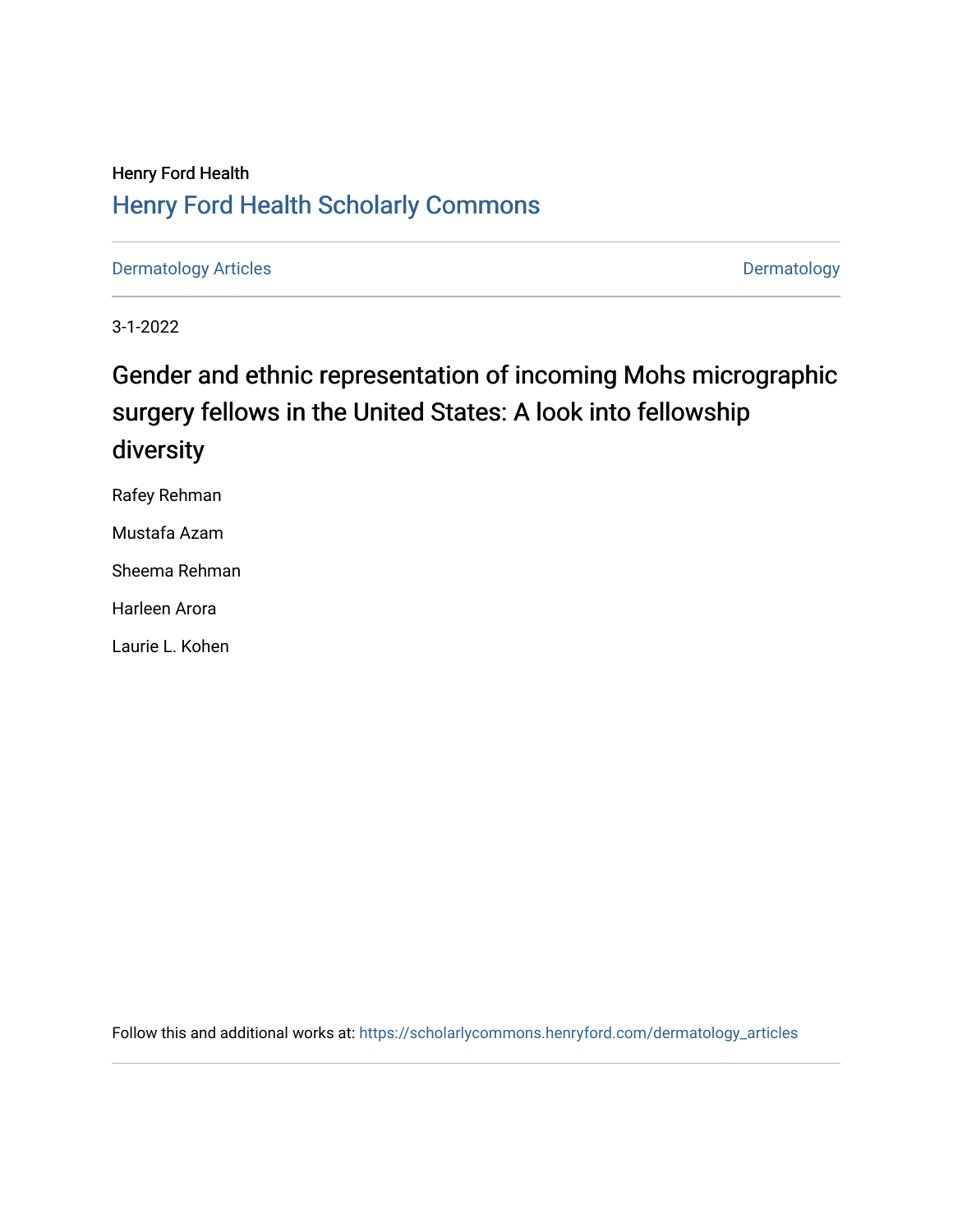Henry Ford Health

## Henry Ford Health Scholarly Commons

Dermatology Articles | Dermatology

3-1-2022

# Gender and ethnic representation of incoming Mohs micrographic surgery fellows in the United States: A look into fellowship diversity

Rafey Rehman

Mustafa Azam

Sheema Rehman

Harleen Arora

Laurie L. Kohen

Follow this and additional works at: https://scholarlycommons.henryford.com/dermatology_articles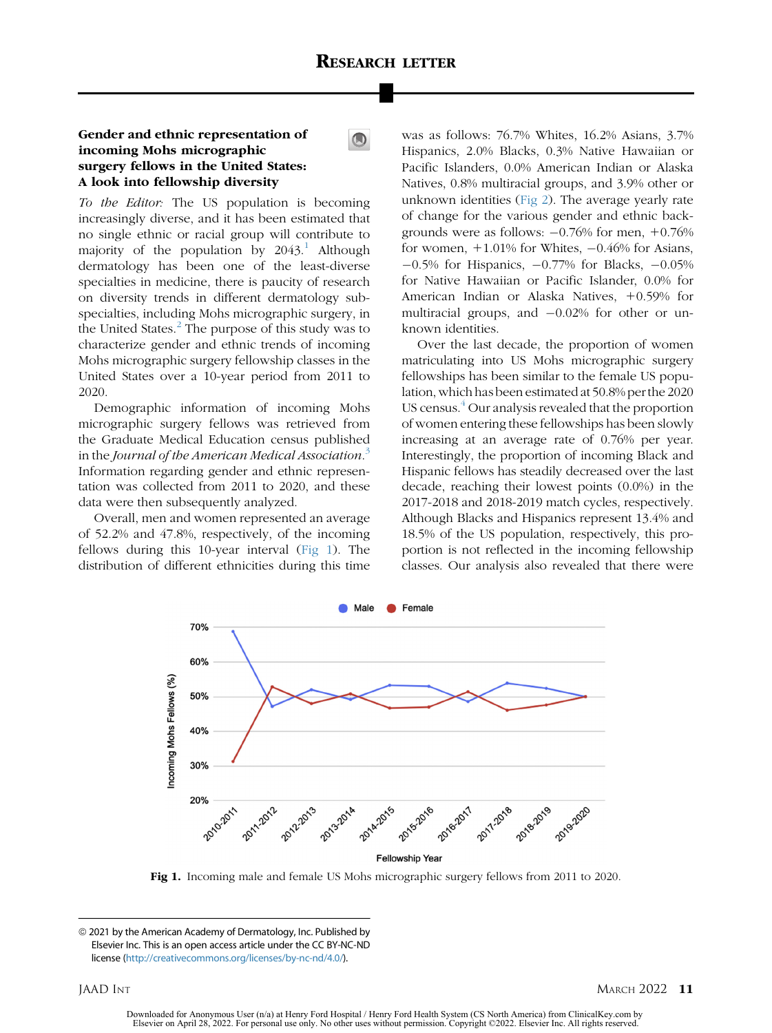# Research letter

### Gender and ethnic representation of incoming Mohs micrographic surgery fellows in the United States: A look into fellowship diversity

*To the Editor:* The US population is becoming increasingly diverse, and it has been estimated that no single ethnic or racial group will contribute to majority of the population by 2043.[1] Although dermatology has been one of the least-diverse specialties in medicine, there is paucity of research on diversity trends in different dermatology subspecialties, including Mohs micrographic surgery, in the United States.[2] The purpose of this study was to characterize gender and ethnic trends of incoming Mohs micrographic surgery fellowship classes in the United States over a 10-year period from 2011 to 2020.

Demographic information of incoming Mohs micrographic surgery fellows was retrieved from the Graduate Medical Education census published in the *Journal of the American Medical Association*.[3] Information regarding gender and ethnic representation was collected from 2011 to 2020, and these data were then subsequently analyzed.

Overall, men and women represented an average of 52.2% and 47.8%, respectively, of the incoming fellows during this 10-year interval (Fig 1). The distribution of different ethnicities during this time was as follows: 76.7% Whites, 16.2% Asians, 3.7% Hispanics, 2.0% Blacks, 0.3% Native Hawaiian or Pacific Islanders, 0.0% American Indian or Alaska Natives, 0.8% multiracial groups, and 3.9% other or unknown identities (Fig 2). The average yearly rate of change for the various gender and ethnic backgrounds were as follows: −0.76% for men, +0.76% for women, +1.01% for Whites, −0.46% for Asians, −0.5% for Hispanics, −0.77% for Blacks, −0.05% for Native Hawaiian or Pacific Islander, 0.0% for American Indian or Alaska Natives, +0.59% for multiracial groups, and −0.02% for other or unknown identities.

Over the last decade, the proportion of women matriculating into US Mohs micrographic surgery fellowships has been similar to the female US population, which has been estimated at 50.8% per the 2020 US census.[4] Our analysis revealed that the proportion of women entering these fellowships has been slowly increasing at an average rate of 0.76% per year. Interestingly, the proportion of incoming Black and Hispanic fellows has steadily decreased over the last decade, reaching their lowest points (0.0%) in the 2017-2018 and 2018-2019 match cycles, respectively. Although Blacks and Hispanics represent 13.4% and 18.5% of the US population, respectively, this proportion is not reflected in the incoming fellowship classes. Our analysis also revealed that there were

**Fig 1.** Incoming male and female US Mohs micrographic surgery fellows from 2011 to 2020.

© 2021 by the American Academy of Dermatology, Inc. Published by Elsevier Inc. This is an open access article under the CC BY-NC-ND license (http://creativecommons.org/licenses/by-nc-nd/4.0/).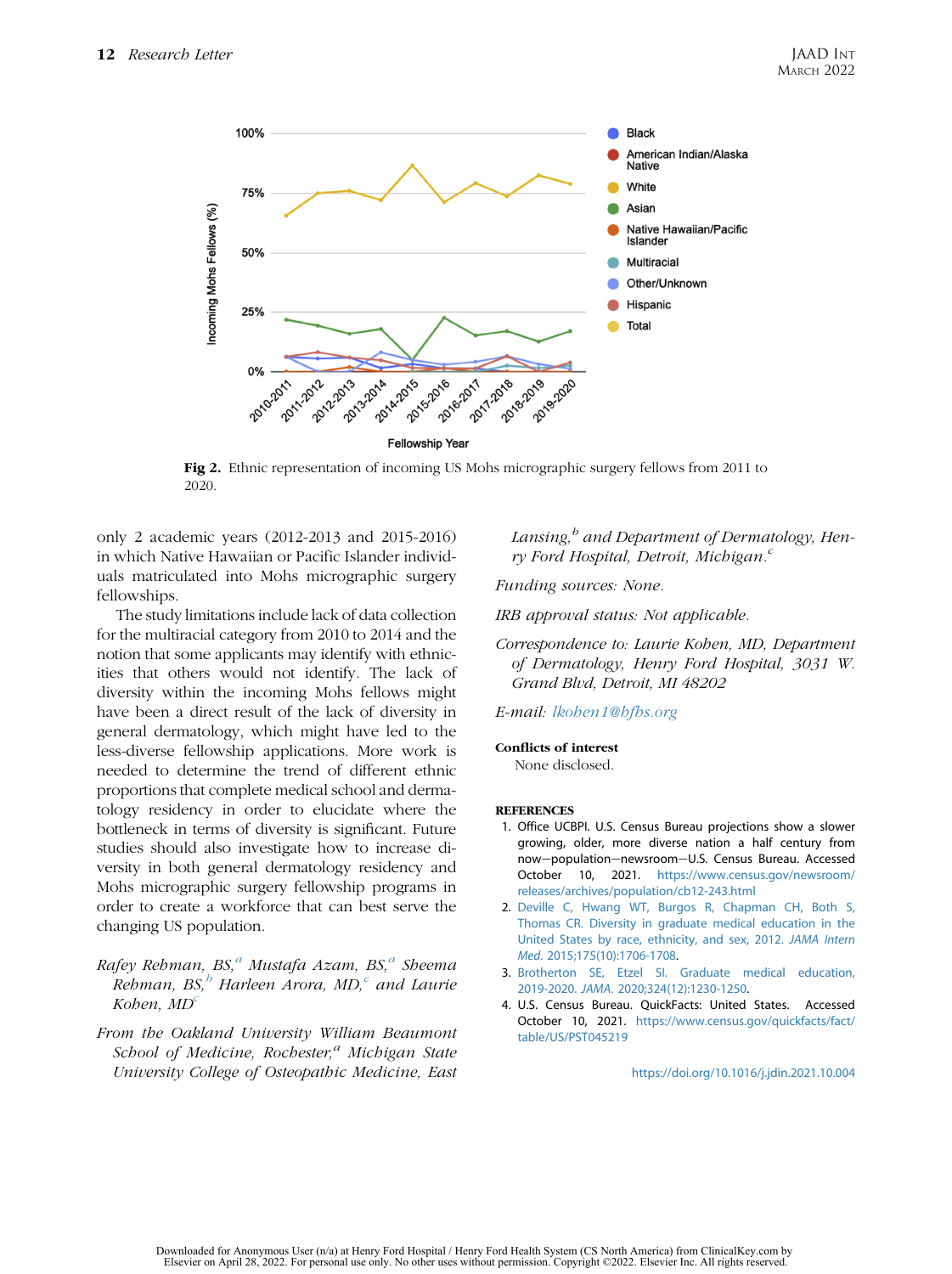100%
75%
50%
25%
0%

Incoming Mohs Fellows (%)

2010-2011
2011-2012
2012-2013
2013-2014
2014-2015
2015-2016
2016-2017
2017-2018
2018-2019
2019-2020

Fellowship Year

Black
American Indian/Alaska Native
White
Asian
Native Hawaiian/Pacific Islander
Multiracial
Other/Unknown
Hispanic
Total

**Fig 2.** Ethnic representation of incoming US Mohs micrographic surgery fellows from 2011 to 2020.

only 2 academic years (2012-2013 and 2015-2016) in which Native Hawaiian or Pacific Islander individuals matriculated into Mohs micrographic surgery fellowships.

The study limitations include lack of data collection for the multiracial category from 2010 to 2014 and the notion that some applicants may identify with ethnicities that others would not identify. The lack of diversity within the incoming Mohs fellows might have been a direct result of the lack of diversity in general dermatology, which might have led to the less-diverse fellowship applications. More work is needed to determine the trend of different ethnic proportions that complete medical school and dermatology residency in order to elucidate where the bottleneck in terms of diversity is significant. Future studies should also investigate how to increase diversity in both general dermatology residency and Mohs micrographic surgery fellowship programs in order to create a workforce that can best serve the changing US population.

*Rafey Rehman, BS,[a] Mustafa Azam, BS,[a] Sheema Rehman, BS,[b] Harleen Arora, MD,[c] and Laurie Kohen, MD[c]*

*From the Oakland University William Beaumont School of Medicine, Rochester,[a] Michigan State University College of Osteopathic Medicine, East Lansing,[b] and Department of Dermatology, Henry Ford Hospital, Detroit, Michigan.[c]*

*Funding sources: None.*

*IRB approval status: Not applicable.*

*Correspondence to: Laurie Kohen, MD, Department of Dermatology, Henry Ford Hospital, 3031 W. Grand Blvd, Detroit, MI 48202*

*E-mail:* lkohen1@hfhs.org

**Conflicts of interest**

None disclosed.

**REFERENCES**

1. Office UCBPI. U.S. Census Bureau projections show a slower growing, older, more diverse nation a half century from now—population—newsroom—U.S. Census Bureau. Accessed October 10, 2021. https://www.census.gov/newsroom/releases/archives/population/cb12-243.html
2. Deville C, Hwang WT, Burgos R, Chapman CH, Both S, Thomas CR. Diversity in graduate medical education in the United States by race, ethnicity, and sex, 2012. *JAMA Intern Med.* 2015;175(10):1706-1708.
3. Brotherton SE, Etzel SI. Graduate medical education, 2019-2020. *JAMA.* 2020;324(12):1230-1250.
4. U.S. Census Bureau. QuickFacts: United States. Accessed October 10, 2021. https://www.census.gov/quickfacts/fact/table/US/PST045219

https://doi.org/10.1016/j.jdin.2021.10.004